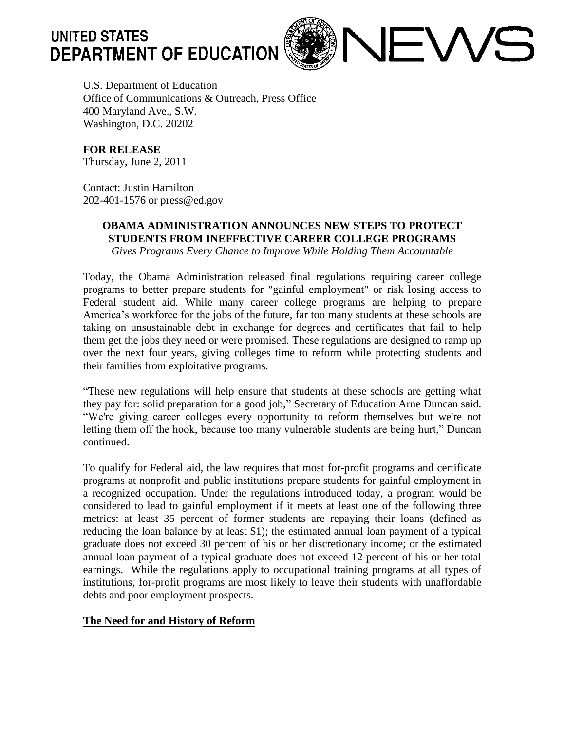# UNITED STATES DEPARTMENT OF EDUCATION NEWS

U.S. Department of Education
Office of Communications & Outreach, Press Office
400 Maryland Ave., S.W.
Washington, D.C. 20202

**FOR RELEASE**
Thursday, June 2, 2011

Contact: Justin Hamilton
202-401-1576 or press@ed.gov

## OBAMA ADMINISTRATION ANNOUNCES NEW STEPS TO PROTECT STUDENTS FROM INEFFECTIVE CAREER COLLEGE PROGRAMS

*Gives Programs Every Chance to Improve While Holding Them Accountable*

Today, the Obama Administration released final regulations requiring career college programs to better prepare students for "gainful employment" or risk losing access to Federal student aid. While many career college programs are helping to prepare America's workforce for the jobs of the future, far too many students at these schools are taking on unsustainable debt in exchange for degrees and certificates that fail to help them get the jobs they need or were promised. These regulations are designed to ramp up over the next four years, giving colleges time to reform while protecting students and their families from exploitative programs.

"These new regulations will help ensure that students at these schools are getting what they pay for: solid preparation for a good job," Secretary of Education Arne Duncan said. "We're giving career colleges every opportunity to reform themselves but we're not letting them off the hook, because too many vulnerable students are being hurt," Duncan continued.

To qualify for Federal aid, the law requires that most for-profit programs and certificate programs at nonprofit and public institutions prepare students for gainful employment in a recognized occupation. Under the regulations introduced today, a program would be considered to lead to gainful employment if it meets at least one of the following three metrics: at least 35 percent of former students are repaying their loans (defined as reducing the loan balance by at least $1); the estimated annual loan payment of a typical graduate does not exceed 30 percent of his or her discretionary income; or the estimated annual loan payment of a typical graduate does not exceed 12 percent of his or her total earnings. While the regulations apply to occupational training programs at all types of institutions, for-profit programs are most likely to leave their students with unaffordable debts and poor employment prospects.

**The Need for and History of Reform**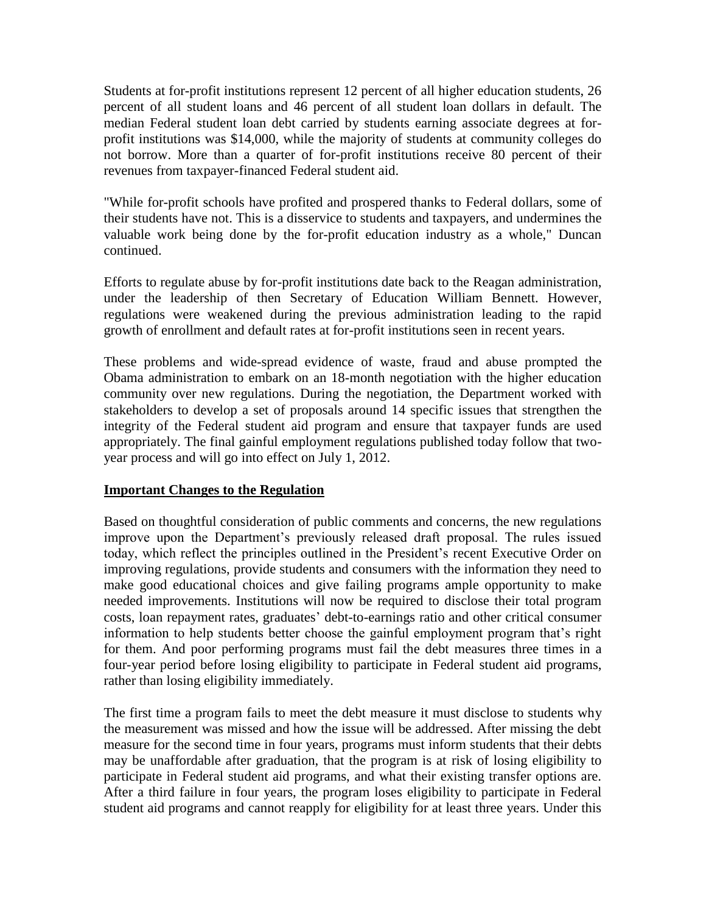Students at for-profit institutions represent 12 percent of all higher education students, 26 percent of all student loans and 46 percent of all student loan dollars in default. The median Federal student loan debt carried by students earning associate degrees at for-profit institutions was $14,000, while the majority of students at community colleges do not borrow. More than a quarter of for-profit institutions receive 80 percent of their revenues from taxpayer-financed Federal student aid.

"While for-profit schools have profited and prospered thanks to Federal dollars, some of their students have not. This is a disservice to students and taxpayers, and undermines the valuable work being done by the for-profit education industry as a whole," Duncan continued.

Efforts to regulate abuse by for-profit institutions date back to the Reagan administration, under the leadership of then Secretary of Education William Bennett. However, regulations were weakened during the previous administration leading to the rapid growth of enrollment and default rates at for-profit institutions seen in recent years.

These problems and wide-spread evidence of waste, fraud and abuse prompted the Obama administration to embark on an 18-month negotiation with the higher education community over new regulations. During the negotiation, the Department worked with stakeholders to develop a set of proposals around 14 specific issues that strengthen the integrity of the Federal student aid program and ensure that taxpayer funds are used appropriately. The final gainful employment regulations published today follow that two-year process and will go into effect on July 1, 2012.

**Important Changes to the Regulation**

Based on thoughtful consideration of public comments and concerns, the new regulations improve upon the Department's previously released draft proposal. The rules issued today, which reflect the principles outlined in the President's recent Executive Order on improving regulations, provide students and consumers with the information they need to make good educational choices and give failing programs ample opportunity to make needed improvements. Institutions will now be required to disclose their total program costs, loan repayment rates, graduates' debt-to-earnings ratio and other critical consumer information to help students better choose the gainful employment program that's right for them. And poor performing programs must fail the debt measures three times in a four-year period before losing eligibility to participate in Federal student aid programs, rather than losing eligibility immediately.

The first time a program fails to meet the debt measure it must disclose to students why the measurement was missed and how the issue will be addressed. After missing the debt measure for the second time in four years, programs must inform students that their debts may be unaffordable after graduation, that the program is at risk of losing eligibility to participate in Federal student aid programs, and what their existing transfer options are. After a third failure in four years, the program loses eligibility to participate in Federal student aid programs and cannot reapply for eligibility for at least three years. Under this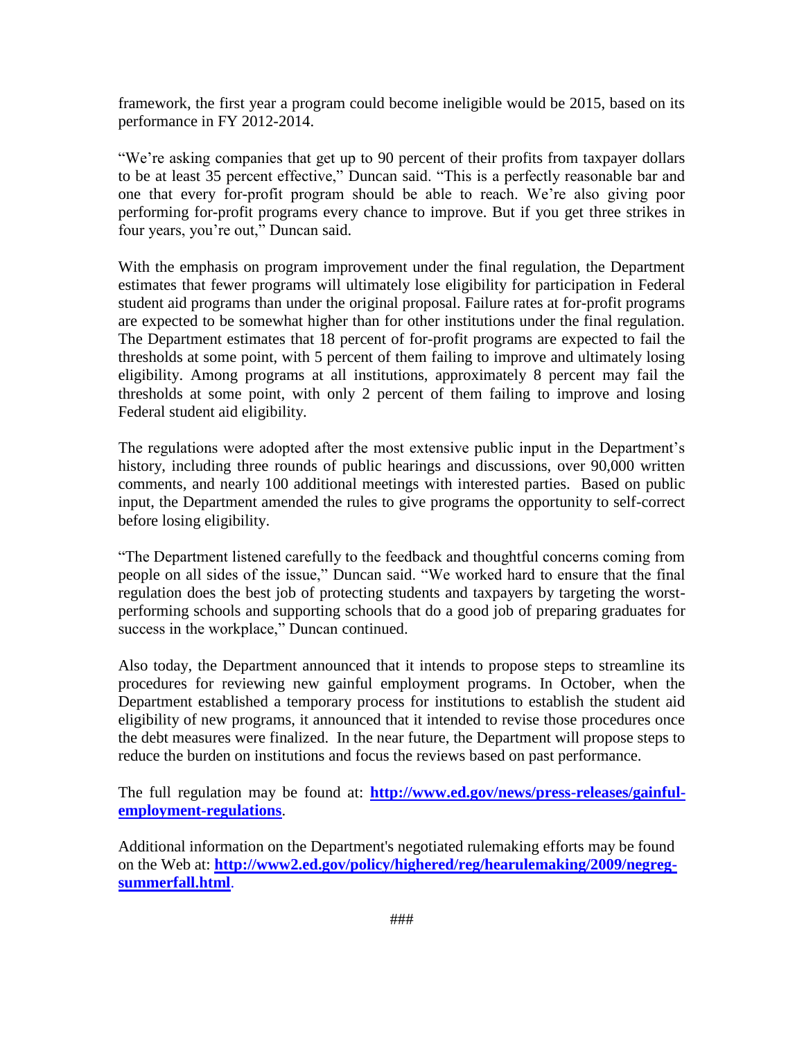framework, the first year a program could become ineligible would be 2015, based on its performance in FY 2012-2014.

"We're asking companies that get up to 90 percent of their profits from taxpayer dollars to be at least 35 percent effective," Duncan said. "This is a perfectly reasonable bar and one that every for-profit program should be able to reach. We're also giving poor performing for-profit programs every chance to improve. But if you get three strikes in four years, you're out," Duncan said.

With the emphasis on program improvement under the final regulation, the Department estimates that fewer programs will ultimately lose eligibility for participation in Federal student aid programs than under the original proposal. Failure rates at for-profit programs are expected to be somewhat higher than for other institutions under the final regulation. The Department estimates that 18 percent of for-profit programs are expected to fail the thresholds at some point, with 5 percent of them failing to improve and ultimately losing eligibility. Among programs at all institutions, approximately 8 percent may fail the thresholds at some point, with only 2 percent of them failing to improve and losing Federal student aid eligibility.

The regulations were adopted after the most extensive public input in the Department's history, including three rounds of public hearings and discussions, over 90,000 written comments, and nearly 100 additional meetings with interested parties. Based on public input, the Department amended the rules to give programs the opportunity to self-correct before losing eligibility.

"The Department listened carefully to the feedback and thoughtful concerns coming from people on all sides of the issue," Duncan said. "We worked hard to ensure that the final regulation does the best job of protecting students and taxpayers by targeting the worst-performing schools and supporting schools that do a good job of preparing graduates for success in the workplace," Duncan continued.

Also today, the Department announced that it intends to propose steps to streamline its procedures for reviewing new gainful employment programs. In October, when the Department established a temporary process for institutions to establish the student aid eligibility of new programs, it announced that it intended to revise those procedures once the debt measures were finalized. In the near future, the Department will propose steps to reduce the burden on institutions and focus the reviews based on past performance.

The full regulation may be found at: **[http://www.ed.gov/news/press-releases/gainful-employment-regulations](http://www.ed.gov/news/press-releases/gainful-employment-regulations)**.

Additional information on the Department's negotiated rulemaking efforts may be found on the Web at: **[http://www2.ed.gov/policy/highered/reg/hearulemaking/2009/negreg-summerfall.html](http://www2.ed.gov/policy/highered/reg/hearulemaking/2009/negreg-summerfall.html)**.

###